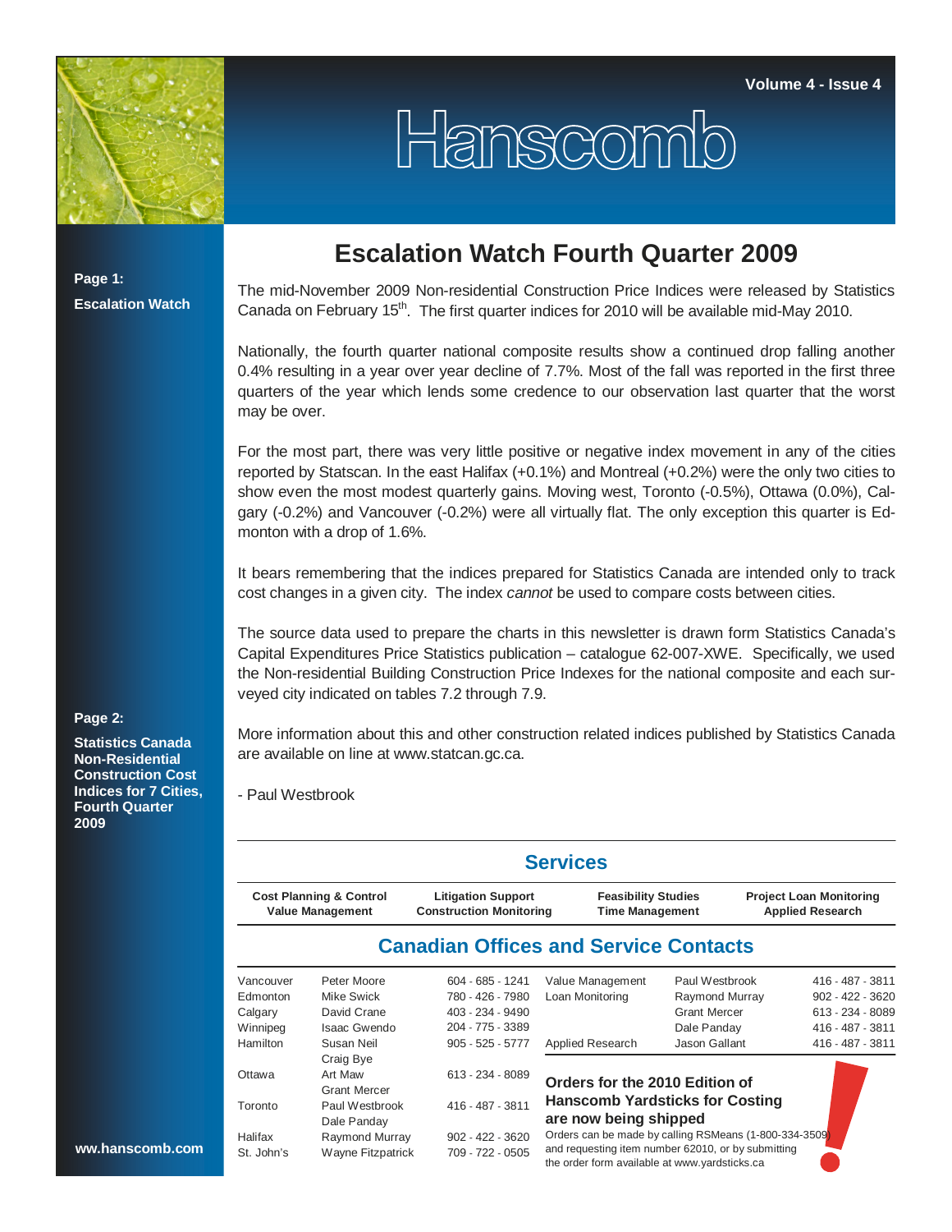Volume 4 - Issue 4

# Hanscomb

**Page 1:**

**Escalation Watch**

**Page 2:**

**Statistics Canada Non-Residential Construction Cost Indices for 7 Cities, Fourth Quarter 2009**

ww.hanscomb.com

## Escalation Watch Fourth Quarter 2009

The mid-November 2009 Non-residential Construction Price Indices were released by Statistics Canada on February 15th. The first quarter indices for 2010 will be available mid-May 2010.

Nationally, the fourth quarter national composite results show a continued drop falling another 0.4% resulting in a year over year decline of 7.7%. Most of the fall was reported in the first three quarters of the year which lends some credence to our observation last quarter that the worst may be over.

For the most part, there was very little positive or negative index movement in any of the cities reported by Statscan. In the east Halifax (+0.1%) and Montreal (+0.2%) were the only two cities to show even the most modest quarterly gains. Moving west, Toronto (-0.5%), Ottawa (0.0%), Calgary (-0.2%) and Vancouver (-0.2%) were all virtually flat. The only exception this quarter is Edmonton with a drop of 1.6%.

It bears remembering that the indices prepared for Statistics Canada are intended only to track cost changes in a given city. The index *cannot* be used to compare costs between cities.

The source data used to prepare the charts in this newsletter is drawn form Statistics Canada's Capital Expenditures Price Statistics publication – catalogue 62-007-XWE. Specifically, we used the Non-residential Building Construction Price Indexes for the national composite and each surveyed city indicated on tables 7.2 through 7.9.

More information about this and other construction related indices published by Statistics Canada are available on line at www.statcan.gc.ca.

- Paul Westbrook

## Services

| Cost Planning & Control | Litigation Support | Feasibility Studies | Project Loan Monitoring |
|---|---|---|---|
| Value Management | Construction Monitoring | Time Management | Applied Research |

## Canadian Offices and Service Contacts

| City | Contact | Phone |
|---|---|---|
| Vancouver | Peter Moore | 604 - 685 - 1241 |
| Edmonton | Mike Swick | 780 - 426 - 7980 |
| Calgary | David Crane | 403 - 234 - 9490 |
| Winnipeg | Isaac Gwendo | 204 - 775 - 3389 |
| Hamilton | Susan Neil<br>Craig Bye | 905 - 525 - 5777 |
| Ottawa | Art Maw<br>Grant Mercer | 613 - 234 - 8089 |
| Toronto | Paul Westbrook<br>Dale Panday | 416 - 487 - 3811 |
| Halifax | Raymond Murray | 902 - 422 - 3620 |
| St. John's | Wayne Fitzpatrick | 709 - 722 - 0505 |

| Service | Contact | Phone |
|---|---|---|
| Value Management | Paul Westbrook | 416 - 487 - 3811 |
| Loan Monitoring | Raymond Murray | 902 - 422 - 3620 |
| | Grant Mercer | 613 - 234 - 8089 |
| | Dale Panday | 416 - 487 - 3811 |
| Applied Research | Jason Gallant | 416 - 487 - 3811 |

**Orders for the 2010 Edition of Hanscomb Yardsticks for Costing are now being shipped**

Orders can be made by calling RSMeans (1-800-334-3509) and requesting item number 62010, or by submitting the order form available at www.yardsticks.ca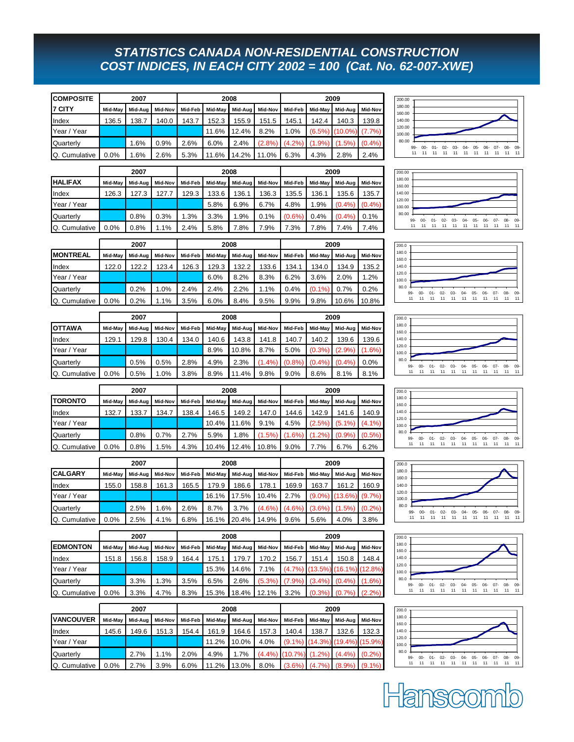# STATISTICS CANADA NON-RESIDENTIAL CONSTRUCTION COST INDICES, IN EACH CITY 2002 = 100 (Cat. No. 62-007-XWE)

| COMPOSITE | 2007 | | | 2008 | | | | 2009 | | | |
|---|---|---|---|---|---|---|---|---|---|---|---|
| 7 CITY | Mid-May | Mid-Aug | Mid-Nov | Mid-Feb | Mid-May | Mid-Aug | Mid-Nov | Mid-Feb | Mid-May | Mid-Aug | Mid-Nov |
| Index | 136.5 | 138.7 | 140.0 | 143.7 | 152.3 | 155.9 | 151.5 | 145.1 | 142.4 | 140.3 | 139.8 |
| Year / Year | | | | | 11.6% | 12.4% | 8.2% | 1.0% | (6.5%) | (10.0%) | (7.7%) |
| Quarterly | | 1.6% | 0.9% | 2.6% | 6.0% | 2.4% | (2.8%) | (4.2%) | (1.9%) | (1.5%) | (0.4%) |
| Q. Cumulative | 0.0% | 1.6% | 2.6% | 5.3% | 11.6% | 14.2% | 11.0% | 6.3% | 4.3% | 2.8% | 2.4% |

200.00
180.00
160.00
140.00
120.00
100.00
80.00
99-11 00-11 01-11 02-11 03-11 04-11 05-11 06-11 07-11 08-11 09-11

| | 2007 | | | 2008 | | | | 2009 | | | |
|---|---|---|---|---|---|---|---|---|---|---|---|
| HALIFAX | Mid-May | Mid-Aug | Mid-Nov | Mid-Feb | Mid-May | Mid-Aug | Mid-Nov | Mid-Feb | Mid-May | Mid-Aug | Mid-Nov |
| Index | 126.3 | 127.3 | 127.7 | 129.3 | 133.6 | 136.1 | 136.3 | 135.5 | 136.1 | 135.6 | 135.7 |
| Year / Year | | | | | 5.8% | 6.9% | 6.7% | 4.8% | 1.9% | (0.4%) | (0.4%) |
| Quarterly | | 0.8% | 0.3% | 1.3% | 3.3% | 1.9% | 0.1% | (0.6%) | 0.4% | (0.4%) | 0.1% |
| Q. Cumulative | 0.0% | 0.8% | 1.1% | 2.4% | 5.8% | 7.8% | 7.9% | 7.3% | 7.8% | 7.4% | 7.4% |

200.00
180.00
160.00
140.00
120.00
100.00
80.00
99-11 00-11 01-11 02-11 03-11 04-11 05-11 06-11 07-11 08-11 09-11

| | 2007 | | | 2008 | | | | 2009 | | | |
|---|---|---|---|---|---|---|---|---|---|---|---|
| MONTREAL | Mid-May | Mid-Aug | Mid-Nov | Mid-Feb | Mid-May | Mid-Aug | Mid-Nov | Mid-Feb | Mid-May | Mid-Aug | Mid-Nov |
| Index | 122.0 | 122.2 | 123.4 | 126.3 | 129.3 | 132.2 | 133.6 | 134.1 | 134.0 | 134.9 | 135.2 |
| Year / Year | | | | | 6.0% | 8.2% | 8.3% | 6.2% | 3.6% | 2.0% | 1.2% |
| Quarterly | | 0.2% | 1.0% | 2.4% | 2.4% | 2.2% | 1.1% | 0.4% | (0.1%) | 0.7% | 0.2% |
| Q. Cumulative | 0.0% | 0.2% | 1.1% | 3.5% | 6.0% | 8.4% | 9.5% | 9.9% | 9.8% | 10.6% | 10.8% |

200.0
180.0
160.0
140.0
120.0
100.0
80.0
99-11 00-11 01-11 02-11 03-11 04-11 05-11 06-11 07-11 08-11 09-11

| | 2007 | | | 2008 | | | | 2009 | | | |
|---|---|---|---|---|---|---|---|---|---|---|---|
| OTTAWA | Mid-May | Mid-Aug | Mid-Nov | Mid-Feb | Mid-May | Mid-Aug | Mid-Nov | Mid-Feb | Mid-May | Mid-Aug | Mid-Nov |
| Index | 129.1 | 129.8 | 130.4 | 134.0 | 140.6 | 143.8 | 141.8 | 140.7 | 140.2 | 139.6 | 139.6 |
| Year / Year | | | | | 8.9% | 10.8% | 8.7% | 5.0% | (0.3%) | (2.9%) | (1.6%) |
| Quarterly | | 0.5% | 0.5% | 2.8% | 4.9% | 2.3% | (1.4%) | (0.8%) | (0.4%) | (0.4%) | 0.0% |
| Q. Cumulative | 0.0% | 0.5% | 1.0% | 3.8% | 8.9% | 11.4% | 9.8% | 9.0% | 8.6% | 8.1% | 8.1% |

200.0
180.0
160.0
140.0
120.0
100.0
80.0
99-11 00-11 01-11 02-11 03-11 04-11 05-11 06-11 07-11 08-11 09-11

| | 2007 | | | 2008 | | | | 2009 | | | |
|---|---|---|---|---|---|---|---|---|---|---|---|
| TORONTO | Mid-May | Mid-Aug | Mid-Nov | Mid-Feb | Mid-May | Mid-Aug | Mid-Nov | Mid-Feb | Mid-May | Mid-Aug | Mid-Nov |
| Index | 132.7 | 133.7 | 134.7 | 138.4 | 146.5 | 149.2 | 147.0 | 144.6 | 142.9 | 141.6 | 140.9 |
| Year / Year | | | | | 10.4% | 11.6% | 9.1% | 4.5% | (2.5%) | (5.1%) | (4.1%) |
| Quarterly | | 0.8% | 0.7% | 2.7% | 5.9% | 1.8% | (1.5%) | (1.6%) | (1.2%) | (0.9%) | (0.5%) |
| Q. Cumulative | 0.0% | 0.8% | 1.5% | 4.3% | 10.4% | 12.4% | 10.8% | 9.0% | 7.7% | 6.7% | 6.2% |

200.0
180.0
160.0
140.0
120.0
100.0
80.0
99-11 00-11 01-11 02-11 03-11 04-11 05-11 06-11 07-11 08-11 09-11

| | 2007 | | | 2008 | | | | 2009 | | | |
|---|---|---|---|---|---|---|---|---|---|---|---|
| CALGARY | Mid-May | Mid-Aug | Mid-Nov | Mid-Feb | Mid-May | Mid-Aug | Mid-Nov | Mid-Feb | Mid-May | Mid-Aug | Mid-Nov |
| Index | 155.0 | 158.8 | 161.3 | 165.5 | 179.9 | 186.6 | 178.1 | 169.9 | 163.7 | 161.2 | 160.9 |
| Year / Year | | | | | 16.1% | 17.5% | 10.4% | 2.7% | (9.0%) | (13.6%) | (9.7%) |
| Quarterly | | 2.5% | 1.6% | 2.6% | 8.7% | 3.7% | (4.6%) | (4.6%) | (3.6%) | (1.5%) | (0.2%) |
| Q. Cumulative | 0.0% | 2.5% | 4.1% | 6.8% | 16.1% | 20.4% | 14.9% | 9.6% | 5.6% | 4.0% | 3.8% |

200.0
180.0
160.0
140.0
120.0
100.0
80.0
99-11 00-11 01-11 02-11 03-11 04-11 05-11 06-11 07-11 08-11 09-11

| | 2007 | | | 2008 | | | | 2009 | | | |
|---|---|---|---|---|---|---|---|---|---|---|---|
| EDMONTON | Mid-May | Mid-Aug | Mid-Nov | Mid-Feb | Mid-May | Mid-Aug | Mid-Nov | Mid-Feb | Mid-May | Mid-Aug | Mid-Nov |
| Index | 151.8 | 156.8 | 158.9 | 164.4 | 175.1 | 179.7 | 170.2 | 156.7 | 151.4 | 150.8 | 148.4 |
| Year / Year | | | | | 15.3% | 14.6% | 7.1% | (4.7%) | (13.5%) | (16.1%) | (12.8%) |
| Quarterly | | 3.3% | 1.3% | 3.5% | 6.5% | 2.6% | (5.3%) | (7.9%) | (3.4%) | (0.4%) | (1.6%) |
| Q. Cumulative | 0.0% | 3.3% | 4.7% | 8.3% | 15.3% | 18.4% | 12.1% | 3.2% | (0.3%) | (0.7%) | (2.2%) |

200.0
180.0
160.0
140.0
120.0
100.0
80.0
99-11 00-11 01-11 02-11 03-11 04-11 05-11 06-11 07-11 08-11 09-11

| | 2007 | | | 2008 | | | | 2009 | | | |
|---|---|---|---|---|---|---|---|---|---|---|---|
| VANCOUVER | Mid-May | Mid-Aug | Mid-Nov | Mid-Feb | Mid-May | Mid-Aug | Mid-Nov | Mid-Feb | Mid-May | Mid-Aug | Mid-Nov |
| Index | 145.6 | 149.6 | 151.3 | 154.4 | 161.9 | 164.6 | 157.3 | 140.4 | 138.7 | 132.6 | 132.3 |
| Year / Year | | | | | 11.2% | 10.0% | 4.0% | (9.1%) | (14.3%) | (19.4%) | (15.9%) |
| Quarterly | | 2.7% | 1.1% | 2.0% | 4.9% | 1.7% | (4.4%) | (10.7%) | (1.2%) | (4.4%) | (0.2%) |
| Q. Cumulative | 0.0% | 2.7% | 3.9% | 6.0% | 11.2% | 13.0% | 8.0% | (3.6%) | (4.7%) | (8.9%) | (9.1%) |

200.0
180.0
160.0
140.0
120.0
100.0
80.0
99-11 00-11 01-11 02-11 03-11 04-11 05-11 06-11 07-11 08-11 09-11

Hanscomb